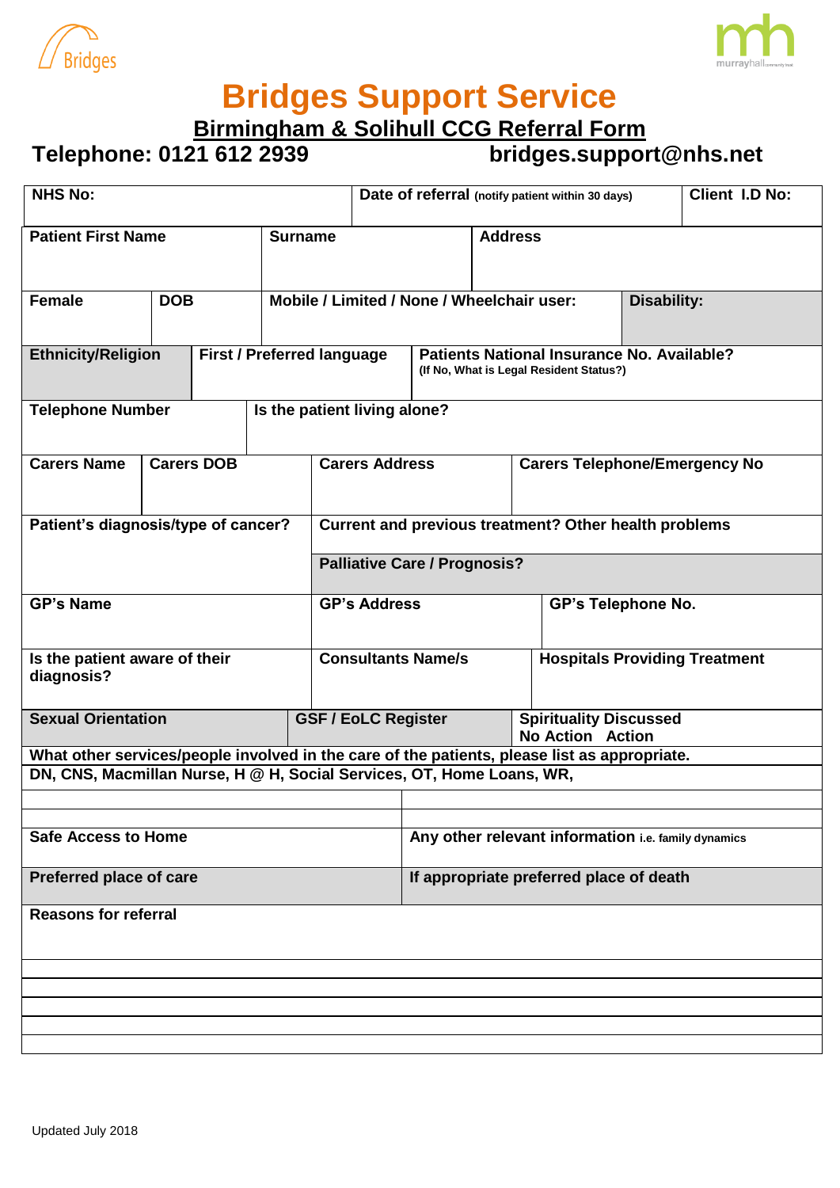Bridges

mh murrayhall

# Bridges Support Service

## Birmingham & Solihull CCG Referral Form

**Telephone: 0121 612 2939** **bridges.support@nhs.net**

| **NHS No:** | **Date of referral** (notify patient within 30 days) | **Client I.D No:** |
|---|---|---|
| | | |

| **Patient First Name** | **Surname** | **Address** |
|---|---|---|
| | | |

| **Female** | **DOB** | **Mobile / Limited / None / Wheelchair user:** | **Disability:** |
|---|---|---|---|
| | | | |

| **Ethnicity/Religion** | **First / Preferred language** | **Patients National Insurance No. Available?** (If No, What is Legal Resident Status?) |
|---|---|---|
| | | |

| **Telephone Number** | **Is the patient living alone?** |
|---|---|
| | |

| **Carers Name** | **Carers DOB** | **Carers Address** | **Carers Telephone/Emergency No** |
|---|---|---|---|
| | | | |

| **Patient's diagnosis/type of cancer?** | **Current and previous treatment? Other health problems** |
|---|---|
| | **Palliative Care / Prognosis?** |

| **GP's Name** | **GP's Address** | **GP's Telephone No.** |
|---|---|---|
| | | |

| **Is the patient aware of their diagnosis?** | **Consultants Name/s** | **Hospitals Providing Treatment** |
|---|---|---|
| | | |

| **Sexual Orientation** | **GSF / EoLC Register** | **Spirituality Discussed** No Action Action |
|---|---|---|
| | | |

**What other services/people involved in the care of the patients, please list as appropriate.**

**DN, CNS, Macmillan Nurse, H @ H, Social Services, OT, Home Loans, WR,**

| **Safe Access to Home** | **Any other relevant information** i.e. family dynamics |
|---|---|
| **Preferred place of care** | **If appropriate preferred place of death** |

**Reasons for referral**

Updated July 2018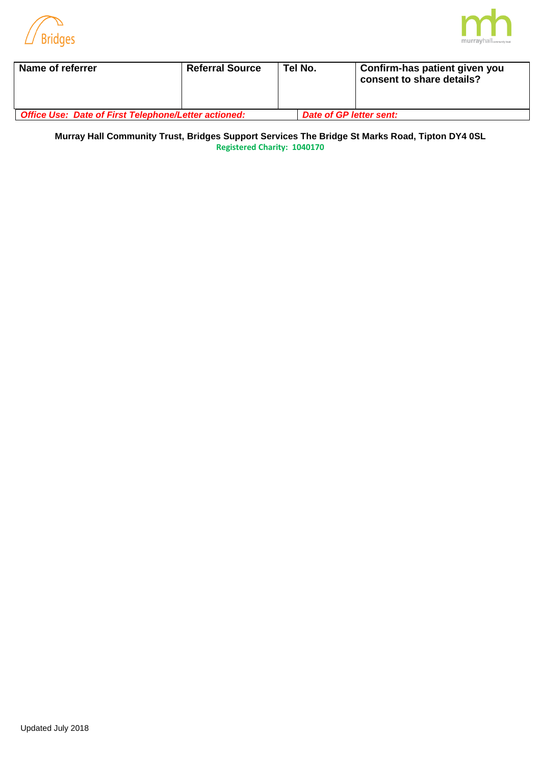| Name of referrer | Referral Source | Tel No. | Confirm-has patient given you consent to share details? |
|---|---|---|---|
| | | | |

| | |
|---|---|
| ***Office Use: Date of First Telephone/Letter actioned:*** | ***Date of GP letter sent:*** |

**Murray Hall Community Trust, Bridges Support Services The Bridge St Marks Road, Tipton DY4 0SL**

**Registered Charity: 1040170**

Updated July 2018